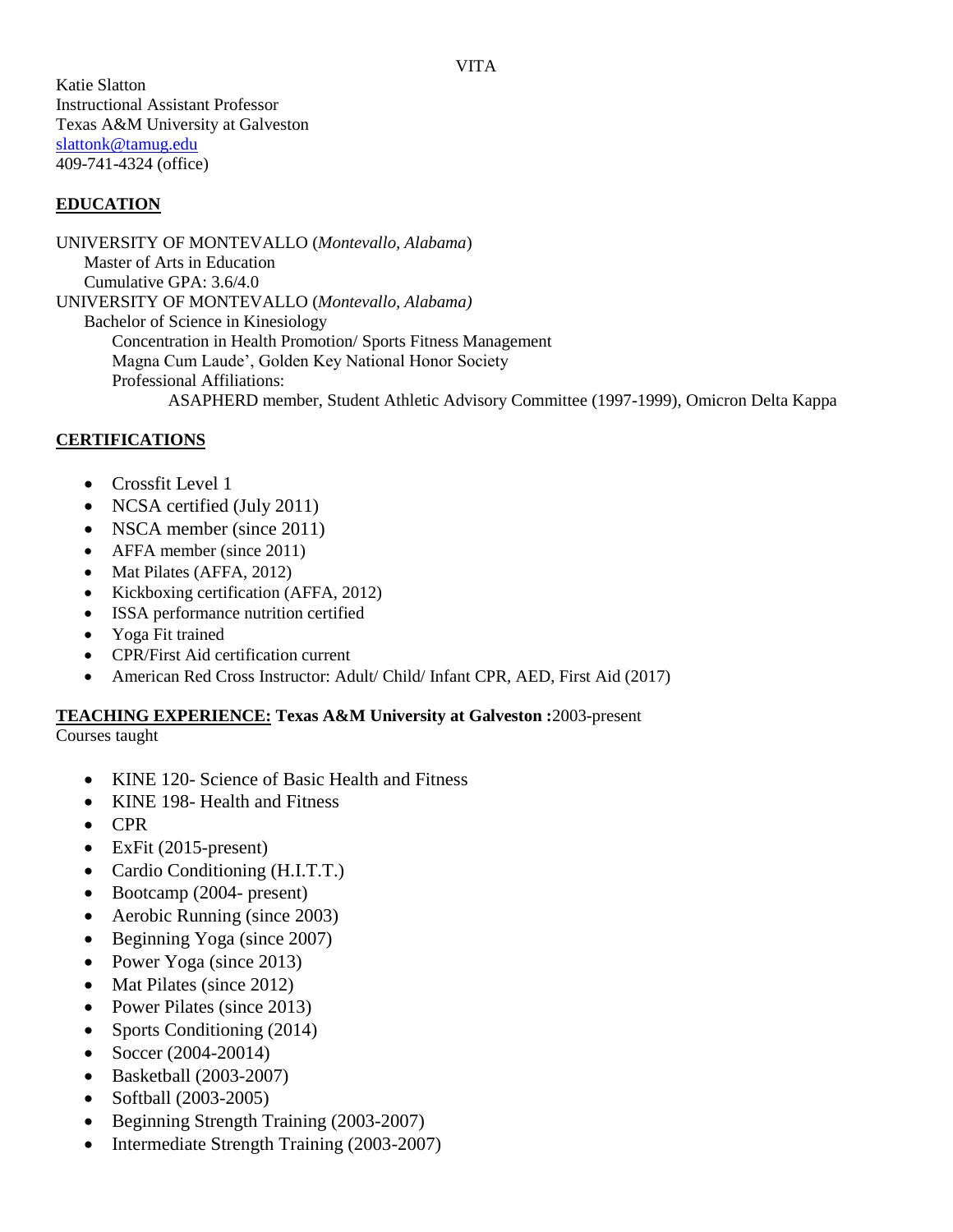VITA

Katie Slatton
Instructional Assistant Professor
Texas A&M University at Galveston
slattonk@tamug.edu
409-741-4324 (office)

## EDUCATION

UNIVERSITY OF MONTEVALLO (*Montevallo, Alabama*)
Master of Arts in Education
Cumulative GPA: 3.6/4.0

UNIVERSITY OF MONTEVALLO (*Montevallo, Alabama)*
Bachelor of Science in Kinesiology
Concentration in Health Promotion/ Sports Fitness Management
Magna Cum Laude', Golden Key National Honor Society
Professional Affiliations:
ASAPHERD member, Student Athletic Advisory Committee (1997-1999), Omicron Delta Kappa

## CERTIFICATIONS

- Crossfit Level 1
- NCSA certified (July 2011)
- NSCA member (since 2011)
- AFFA member (since 2011)
- Mat Pilates (AFFA, 2012)
- Kickboxing certification (AFFA, 2012)
- ISSA performance nutrition certified
- Yoga Fit trained
- CPR/First Aid certification current
- American Red Cross Instructor: Adult/ Child/ Infant CPR, AED, First Aid (2017)

## TEACHING EXPERIENCE: Texas A&M University at Galveston :2003-present

Courses taught

- KINE 120- Science of Basic Health and Fitness
- KINE 198- Health and Fitness
- CPR
- ExFit (2015-present)
- Cardio Conditioning (H.I.T.T.)
- Bootcamp (2004- present)
- Aerobic Running (since 2003)
- Beginning Yoga (since 2007)
- Power Yoga (since 2013)
- Mat Pilates (since 2012)
- Power Pilates (since 2013)
- Sports Conditioning (2014)
- Soccer (2004-20014)
- Basketball (2003-2007)
- Softball (2003-2005)
- Beginning Strength Training (2003-2007)
- Intermediate Strength Training (2003-2007)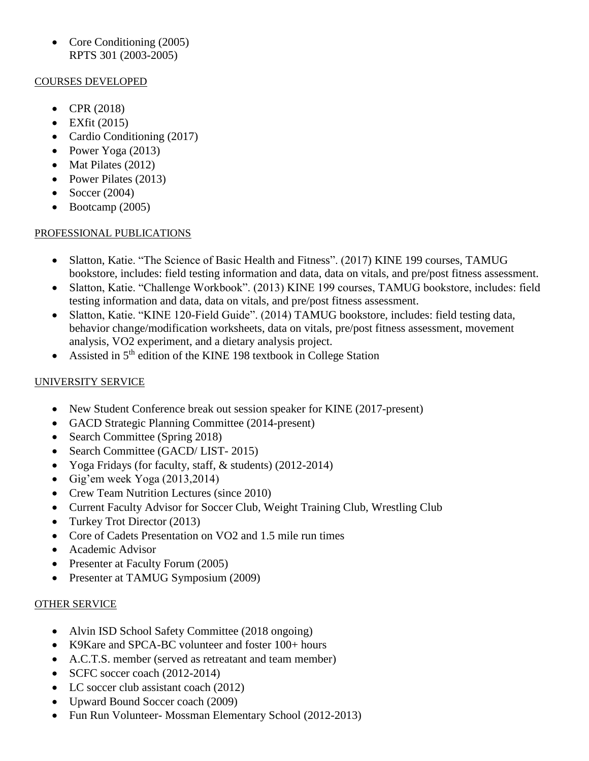- Core Conditioning (2005)
  RPTS 301 (2003-2005)

COURSES DEVELOPED

- CPR (2018)
- EXfit (2015)
- Cardio Conditioning (2017)
- Power Yoga (2013)
- Mat Pilates (2012)
- Power Pilates (2013)
- Soccer (2004)
- Bootcamp (2005)

PROFESSIONAL PUBLICATIONS

- Slatton, Katie. "The Science of Basic Health and Fitness". (2017) KINE 199 courses, TAMUG bookstore, includes: field testing information and data, data on vitals, and pre/post fitness assessment.
- Slatton, Katie. "Challenge Workbook". (2013) KINE 199 courses, TAMUG bookstore, includes: field testing information and data, data on vitals, and pre/post fitness assessment.
- Slatton, Katie. "KINE 120-Field Guide". (2014) TAMUG bookstore, includes: field testing data, behavior change/modification worksheets, data on vitals, pre/post fitness assessment, movement analysis, VO2 experiment, and a dietary analysis project.
- Assisted in 5th edition of the KINE 198 textbook in College Station

UNIVERSITY SERVICE

- New Student Conference break out session speaker for KINE (2017-present)
- GACD Strategic Planning Committee (2014-present)
- Search Committee (Spring 2018)
- Search Committee (GACD/ LIST- 2015)
- Yoga Fridays (for faculty, staff, & students) (2012-2014)
- Gig'em week Yoga (2013,2014)
- Crew Team Nutrition Lectures (since 2010)
- Current Faculty Advisor for Soccer Club, Weight Training Club, Wrestling Club
- Turkey Trot Director (2013)
- Core of Cadets Presentation on VO2 and 1.5 mile run times
- Academic Advisor
- Presenter at Faculty Forum (2005)
- Presenter at TAMUG Symposium (2009)

OTHER SERVICE

- Alvin ISD School Safety Committee (2018 ongoing)
- K9Kare and SPCA-BC volunteer and foster 100+ hours
- A.C.T.S. member (served as retreatant and team member)
- SCFC soccer coach (2012-2014)
- LC soccer club assistant coach (2012)
- Upward Bound Soccer coach (2009)
- Fun Run Volunteer- Mossman Elementary School (2012-2013)